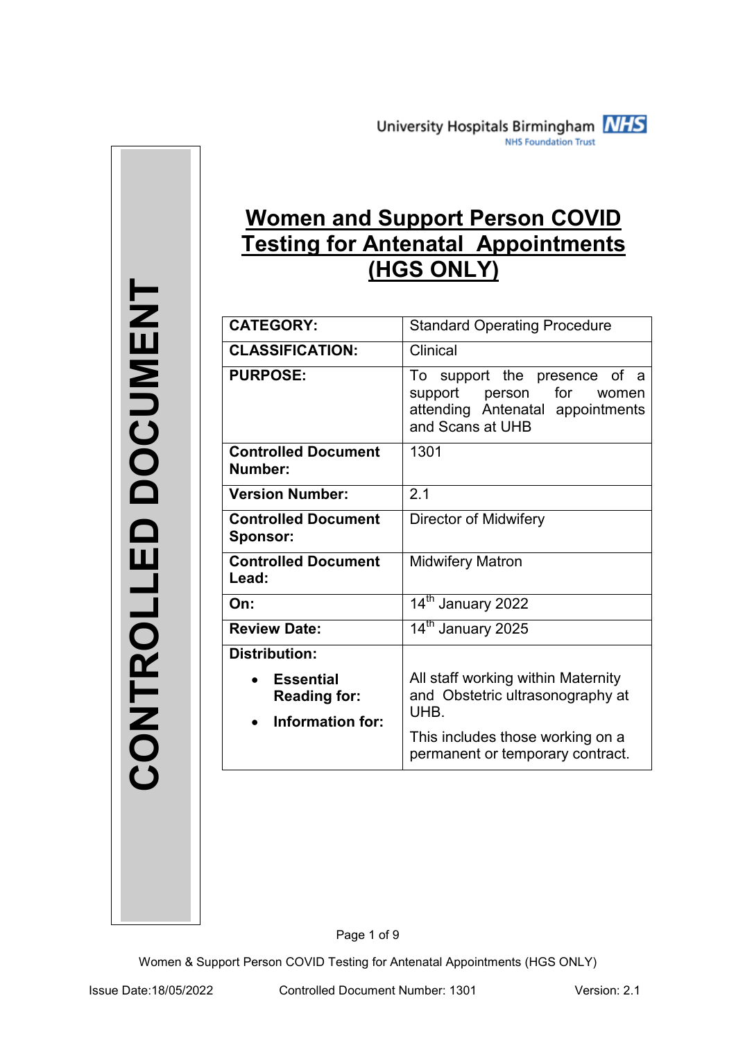University Hospitals Birmingham NHS Foundation Trust

CONTROLLED DOCUMENT

# Women and Support Person COVID Testing for Antenatal Appointments (HGS ONLY)

| | |
|---|---|
| **CATEGORY:** | Standard Operating Procedure |
| **CLASSIFICATION:** | Clinical |
| **PURPOSE:** | To support the presence of a support person for women attending Antenatal appointments and Scans at UHB |
| **Controlled Document Number:** | 1301 |
| **Version Number:** | 2.1 |
| **Controlled Document Sponsor:** | Director of Midwifery |
| **Controlled Document Lead:** | Midwifery Matron |
| **On:** | 14th January 2022 |
| **Review Date:** | 14th January 2025 |
| **Distribution:**<br>• **Essential Reading for:**<br>• **Information for:** | All staff working within Maternity and Obstetric ultrasonography at UHB.<br>This includes those working on a permanent or temporary contract. |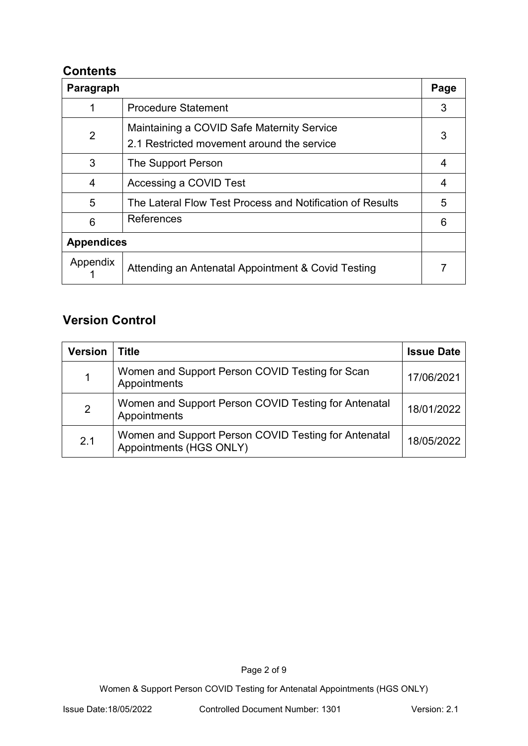## Contents

| Paragraph | | Page |
|---|---|---|
| 1 | Procedure Statement | 3 |
| 2 | Maintaining a COVID Safe Maternity Service<br>2.1 Restricted movement around the service | 3 |
| 3 | The Support Person | 4 |
| 4 | Accessing a COVID Test | 4 |
| 5 | The Lateral Flow Test Process and Notification of Results | 5 |
| 6 | References | 6 |
| **Appendices** | | |
| Appendix 1 | Attending an Antenatal Appointment & Covid Testing | 7 |

## Version Control

| Version | Title | Issue Date |
|---|---|---|
| 1 | Women and Support Person COVID Testing for Scan Appointments | 17/06/2021 |
| 2 | Women and Support Person COVID Testing for Antenatal Appointments | 18/01/2022 |
| 2.1 | Women and Support Person COVID Testing for Antenatal Appointments (HGS ONLY) | 18/05/2022 |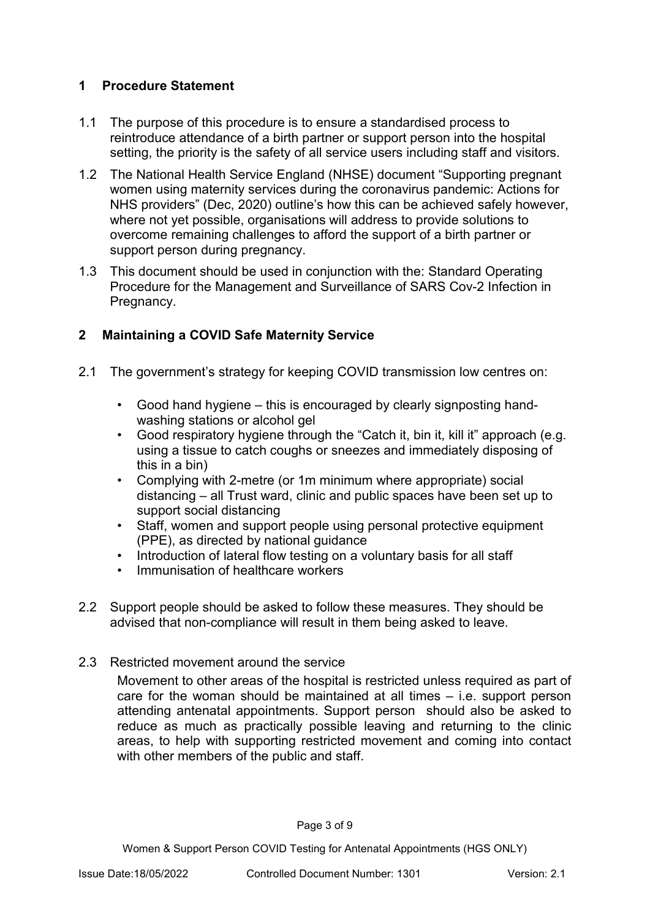## 1 Procedure Statement

1.1 The purpose of this procedure is to ensure a standardised process to reintroduce attendance of a birth partner or support person into the hospital setting, the priority is the safety of all service users including staff and visitors.

1.2 The National Health Service England (NHSE) document "Supporting pregnant women using maternity services during the coronavirus pandemic: Actions for NHS providers" (Dec, 2020) outline's how this can be achieved safely however, where not yet possible, organisations will address to provide solutions to overcome remaining challenges to afford the support of a birth partner or support person during pregnancy.

1.3 This document should be used in conjunction with the: Standard Operating Procedure for the Management and Surveillance of SARS Cov-2 Infection in Pregnancy.

## 2 Maintaining a COVID Safe Maternity Service

2.1 The government's strategy for keeping COVID transmission low centres on:

- Good hand hygiene – this is encouraged by clearly signposting hand-washing stations or alcohol gel
- Good respiratory hygiene through the "Catch it, bin it, kill it" approach (e.g. using a tissue to catch coughs or sneezes and immediately disposing of this in a bin)
- Complying with 2-metre (or 1m minimum where appropriate) social distancing – all Trust ward, clinic and public spaces have been set up to support social distancing
- Staff, women and support people using personal protective equipment (PPE), as directed by national guidance
- Introduction of lateral flow testing on a voluntary basis for all staff
- Immunisation of healthcare workers

2.2 Support people should be asked to follow these measures. They should be advised that non-compliance will result in them being asked to leave.

2.3 Restricted movement around the service

Movement to other areas of the hospital is restricted unless required as part of care for the woman should be maintained at all times – i.e. support person attending antenatal appointments. Support person should also be asked to reduce as much as practically possible leaving and returning to the clinic areas, to help with supporting restricted movement and coming into contact with other members of the public and staff.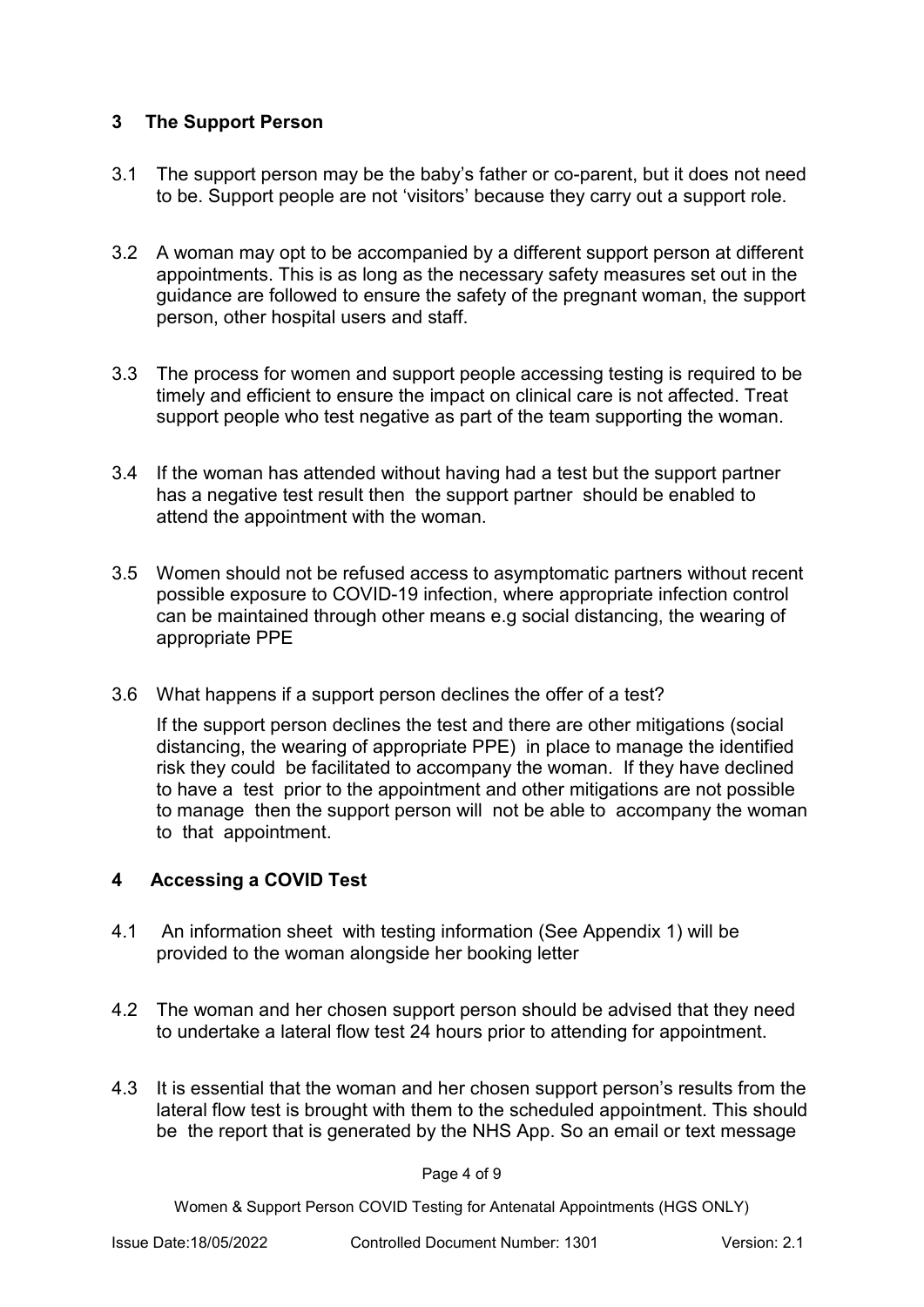## 3 The Support Person

3.1 The support person may be the baby's father or co-parent, but it does not need to be. Support people are not 'visitors' because they carry out a support role.

3.2 A woman may opt to be accompanied by a different support person at different appointments. This is as long as the necessary safety measures set out in the guidance are followed to ensure the safety of the pregnant woman, the support person, other hospital users and staff.

3.3 The process for women and support people accessing testing is required to be timely and efficient to ensure the impact on clinical care is not affected. Treat support people who test negative as part of the team supporting the woman.

3.4 If the woman has attended without having had a test but the support partner has a negative test result then the support partner should be enabled to attend the appointment with the woman.

3.5 Women should not be refused access to asymptomatic partners without recent possible exposure to COVID-19 infection, where appropriate infection control can be maintained through other means e.g social distancing, the wearing of appropriate PPE

3.6 What happens if a support person declines the offer of a test?

If the support person declines the test and there are other mitigations (social distancing, the wearing of appropriate PPE) in place to manage the identified risk they could be facilitated to accompany the woman. If they have declined to have a test prior to the appointment and other mitigations are not possible to manage then the support person will not be able to accompany the woman to that appointment.

## 4 Accessing a COVID Test

4.1 An information sheet with testing information (See Appendix 1) will be provided to the woman alongside her booking letter

4.2 The woman and her chosen support person should be advised that they need to undertake a lateral flow test 24 hours prior to attending for appointment.

4.3 It is essential that the woman and her chosen support person's results from the lateral flow test is brought with them to the scheduled appointment. This should be the report that is generated by the NHS App. So an email or text message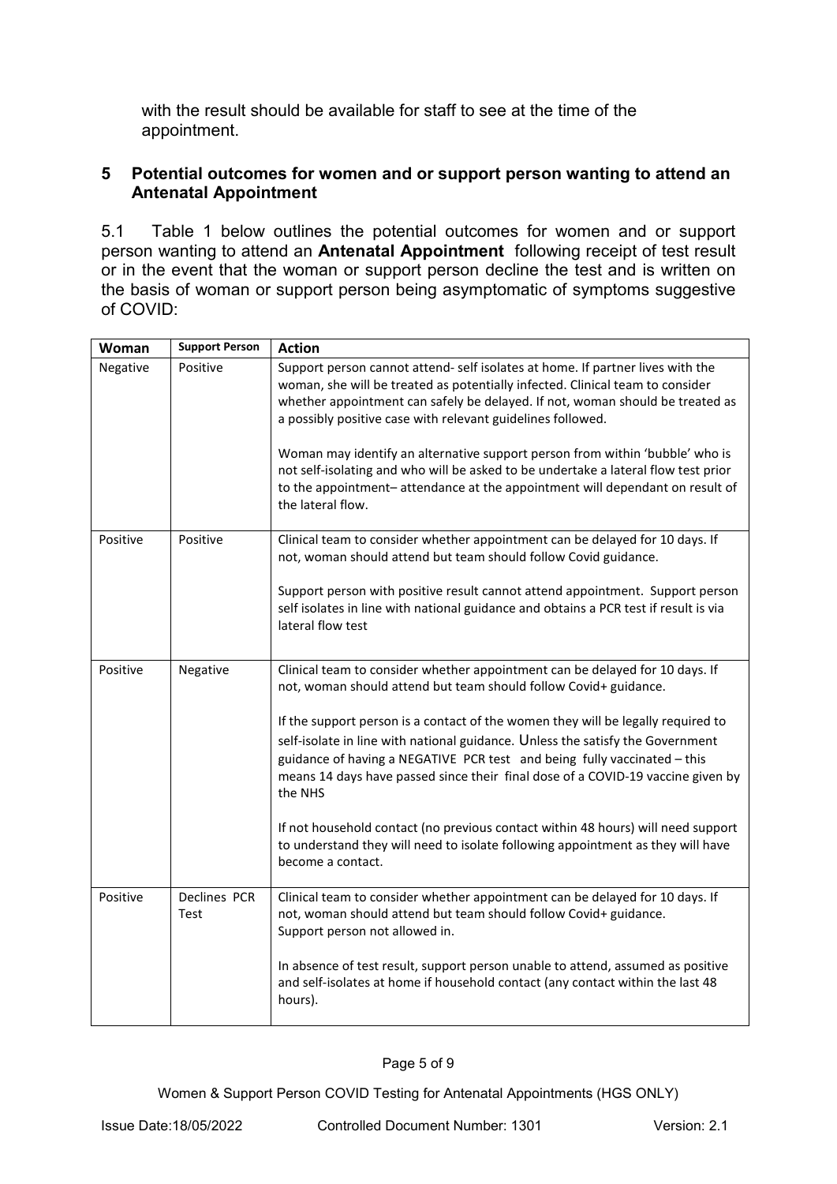with the result should be available for staff to see at the time of the appointment.

## 5 Potential outcomes for women and or support person wanting to attend an Antenatal Appointment

5.1 Table 1 below outlines the potential outcomes for women and or support person wanting to attend an **Antenatal Appointment** following receipt of test result or in the event that the woman or support person decline the test and is written on the basis of woman or support person being asymptomatic of symptoms suggestive of COVID:

| Woman | Support Person | Action |
|---|---|---|
| Negative | Positive | Support person cannot attend- self isolates at home. If partner lives with the woman, she will be treated as potentially infected. Clinical team to consider whether appointment can safely be delayed. If not, woman should be treated as a possibly positive case with relevant guidelines followed.<br><br>Woman may identify an alternative support person from within 'bubble' who is not self-isolating and who will be asked to be undertake a lateral flow test prior to the appointment– attendance at the appointment will dependant on result of the lateral flow. |
| Positive | Positive | Clinical team to consider whether appointment can be delayed for 10 days. If not, woman should attend but team should follow Covid guidance.<br><br>Support person with positive result cannot attend appointment. Support person self isolates in line with national guidance and obtains a PCR test if result is via lateral flow test |
| Positive | Negative | Clinical team to consider whether appointment can be delayed for 10 days. If not, woman should attend but team should follow Covid+ guidance.<br><br>If the support person is a contact of the women they will be legally required to self-isolate in line with national guidance. Unless the satisfy the Government guidance of having a NEGATIVE PCR test and being fully vaccinated – this means 14 days have passed since their final dose of a COVID-19 vaccine given by the NHS<br><br>If not household contact (no previous contact within 48 hours) will need support to understand they will need to isolate following appointment as they will have become a contact. |
| Positive | Declines PCR Test | Clinical team to consider whether appointment can be delayed for 10 days. If not, woman should attend but team should follow Covid+ guidance.<br>Support person not allowed in.<br><br>In absence of test result, support person unable to attend, assumed as positive and self-isolates at home if household contact (any contact within the last 48 hours). |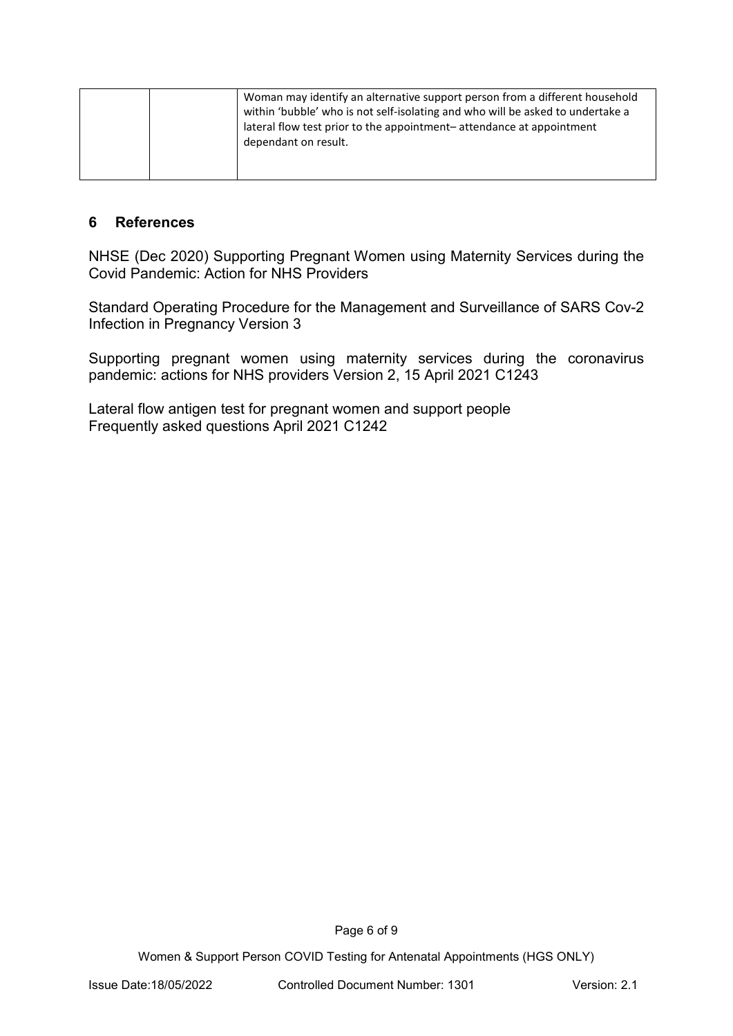| | | |
|---|---|---|
| | | Woman may identify an alternative support person from a different household within 'bubble' who is not self-isolating and who will be asked to undertake a lateral flow test prior to the appointment– attendance at appointment dependant on result. |

## 6 References

NHSE (Dec 2020) Supporting Pregnant Women using Maternity Services during the Covid Pandemic: Action for NHS Providers

Standard Operating Procedure for the Management and Surveillance of SARS Cov-2 Infection in Pregnancy Version 3

Supporting pregnant women using maternity services during the coronavirus pandemic: actions for NHS providers Version 2, 15 April 2021 C1243

Lateral flow antigen test for pregnant women and support people
Frequently asked questions April 2021 C1242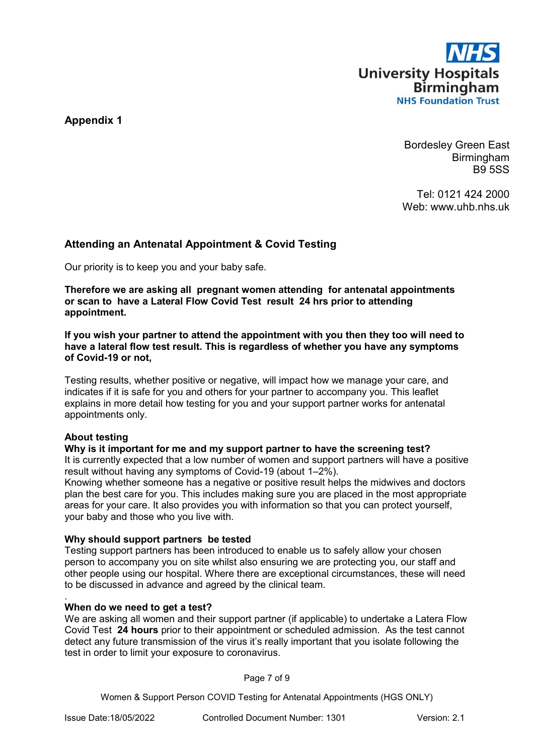**University Hospitals Birmingham**
**NHS Foundation Trust**

**Appendix 1**

Bordesley Green East
Birmingham
B9 5SS

Tel: 0121 424 2000
Web: www.uhb.nhs.uk

## Attending an Antenatal Appointment & Covid Testing

Our priority is to keep you and your baby safe.

**Therefore we are asking all pregnant women attending for antenatal appointments or scan to have a Lateral Flow Covid Test result 24 hrs prior to attending appointment.**

**If you wish your partner to attend the appointment with you then they too will need to have a lateral flow test result. This is regardless of whether you have any symptoms of Covid-19 or not,**

Testing results, whether positive or negative, will impact how we manage your care, and indicates if it is safe for you and others for your partner to accompany you. This leaflet explains in more detail how testing for you and your support partner works for antenatal appointments only.

### About testing

**Why is it important for me and my support partner to have the screening test?**

It is currently expected that a low number of women and support partners will have a positive result without having any symptoms of Covid-19 (about 1–2%).

Knowing whether someone has a negative or positive result helps the midwives and doctors plan the best care for you. This includes making sure you are placed in the most appropriate areas for your care. It also provides you with information so that you can protect yourself, your baby and those who you live with.

**Why should support partners be tested**

Testing support partners has been introduced to enable us to safely allow your chosen person to accompany you on site whilst also ensuring we are protecting you, our staff and other people using our hospital. Where there are exceptional circumstances, these will need to be discussed in advance and agreed by the clinical team.

.

**When do we need to get a test?**

We are asking all women and their support partner (if applicable) to undertake a Latera Flow Covid Test **24 hours** prior to their appointment or scheduled admission. As the test cannot detect any future transmission of the virus it's really important that you isolate following the test in order to limit your exposure to coronavirus.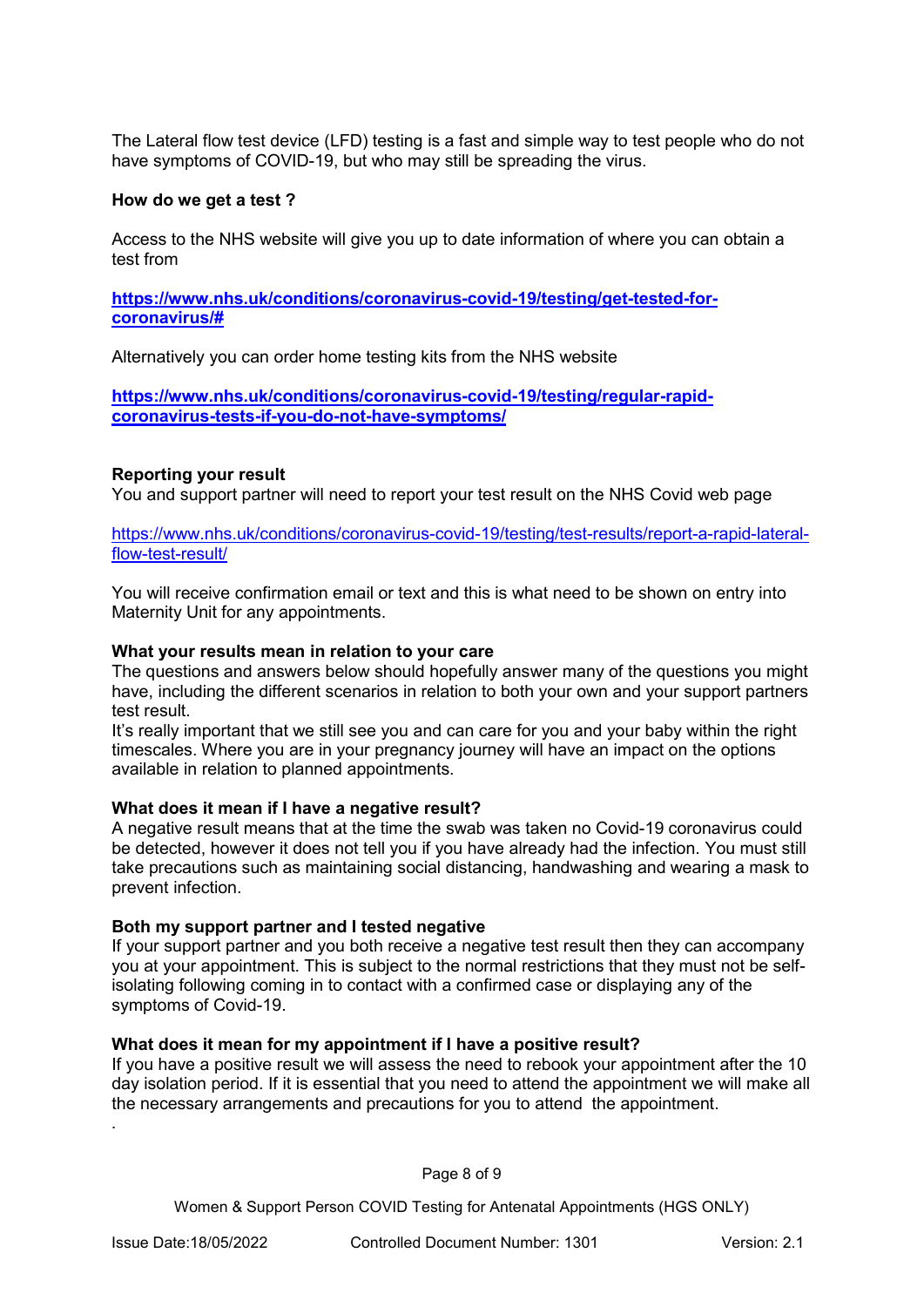The Lateral flow test device (LFD) testing is a fast and simple way to test people who do not have symptoms of COVID-19, but who may still be spreading the virus.

**How do we get a test ?**

Access to the NHS website will give you up to date information of where you can obtain a test from

**https://www.nhs.uk/conditions/coronavirus-covid-19/testing/get-tested-for-coronavirus/#**

Alternatively you can order home testing kits from the NHS website

**https://www.nhs.uk/conditions/coronavirus-covid-19/testing/regular-rapid-coronavirus-tests-if-you-do-not-have-symptoms/**

**Reporting your result**
You and support partner will need to report your test result on the NHS Covid web page

https://www.nhs.uk/conditions/coronavirus-covid-19/testing/test-results/report-a-rapid-lateral-flow-test-result/

You will receive confirmation email or text and this is what need to be shown on entry into Maternity Unit for any appointments.

**What your results mean in relation to your care**
The questions and answers below should hopefully answer many of the questions you might have, including the different scenarios in relation to both your own and your support partners test result.
It's really important that we still see you and can care for you and your baby within the right timescales. Where you are in your pregnancy journey will have an impact on the options available in relation to planned appointments.

**What does it mean if I have a negative result?**
A negative result means that at the time the swab was taken no Covid-19 coronavirus could be detected, however it does not tell you if you have already had the infection. You must still take precautions such as maintaining social distancing, handwashing and wearing a mask to prevent infection.

**Both my support partner and I tested negative**
If your support partner and you both receive a negative test result then they can accompany you at your appointment. This is subject to the normal restrictions that they must not be self-isolating following coming in to contact with a confirmed case or displaying any of the symptoms of Covid-19.

**What does it mean for my appointment if I have a positive result?**
If you have a positive result we will assess the need to rebook your appointment after the 10 day isolation period. If it is essential that you need to attend the appointment we will make all the necessary arrangements and precautions for you to attend the appointment.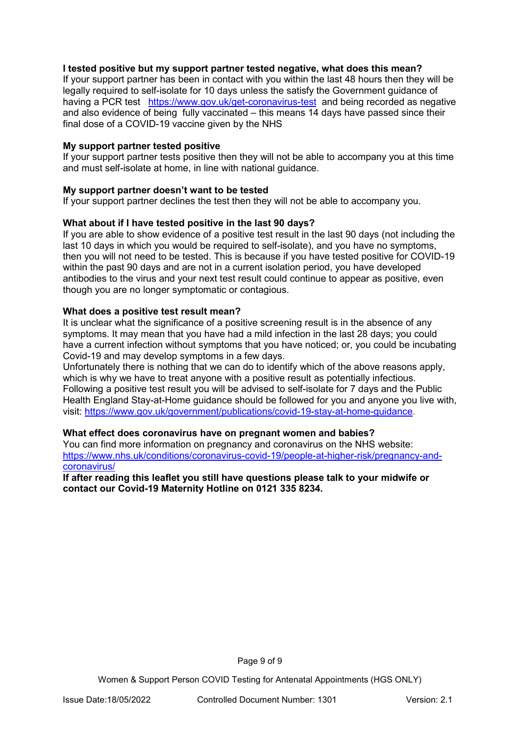**I tested positive but my support partner tested negative, what does this mean?**

If your support partner has been in contact with you within the last 48 hours then they will be legally required to self-isolate for 10 days unless the satisfy the Government guidance of having a PCR test https://www.gov.uk/get-coronavirus-test and being recorded as negative and also evidence of being fully vaccinated – this means 14 days have passed since their final dose of a COVID-19 vaccine given by the NHS

**My support partner tested positive**

If your support partner tests positive then they will not be able to accompany you at this time and must self-isolate at home, in line with national guidance.

**My support partner doesn't want to be tested**

If your support partner declines the test then they will not be able to accompany you.

**What about if I have tested positive in the last 90 days?**

If you are able to show evidence of a positive test result in the last 90 days (not including the last 10 days in which you would be required to self-isolate), and you have no symptoms, then you will not need to be tested. This is because if you have tested positive for COVID-19 within the past 90 days and are not in a current isolation period, you have developed antibodies to the virus and your next test result could continue to appear as positive, even though you are no longer symptomatic or contagious.

**What does a positive test result mean?**

It is unclear what the significance of a positive screening result is in the absence of any symptoms. It may mean that you have had a mild infection in the last 28 days; you could have a current infection without symptoms that you have noticed; or, you could be incubating Covid-19 and may develop symptoms in a few days.

Unfortunately there is nothing that we can do to identify which of the above reasons apply, which is why we have to treat anyone with a positive result as potentially infectious.

Following a positive test result you will be advised to self-isolate for 7 days and the Public Health England Stay-at-Home guidance should be followed for you and anyone you live with, visit: https://www.gov.uk/government/publications/covid-19-stay-at-home-guidance.

**What effect does coronavirus have on pregnant women and babies?**

You can find more information on pregnancy and coronavirus on the NHS website: https://www.nhs.uk/conditions/coronavirus-covid-19/people-at-higher-risk/pregnancy-and-coronavirus/

**If after reading this leaflet you still have questions please talk to your midwife or contact our Covid-19 Maternity Hotline on 0121 335 8234.**

Women & Support Person COVID Testing for Antenatal Appointments (HGS ONLY)

Issue Date:18/05/2022 Controlled Document Number: 1301 Version: 2.1